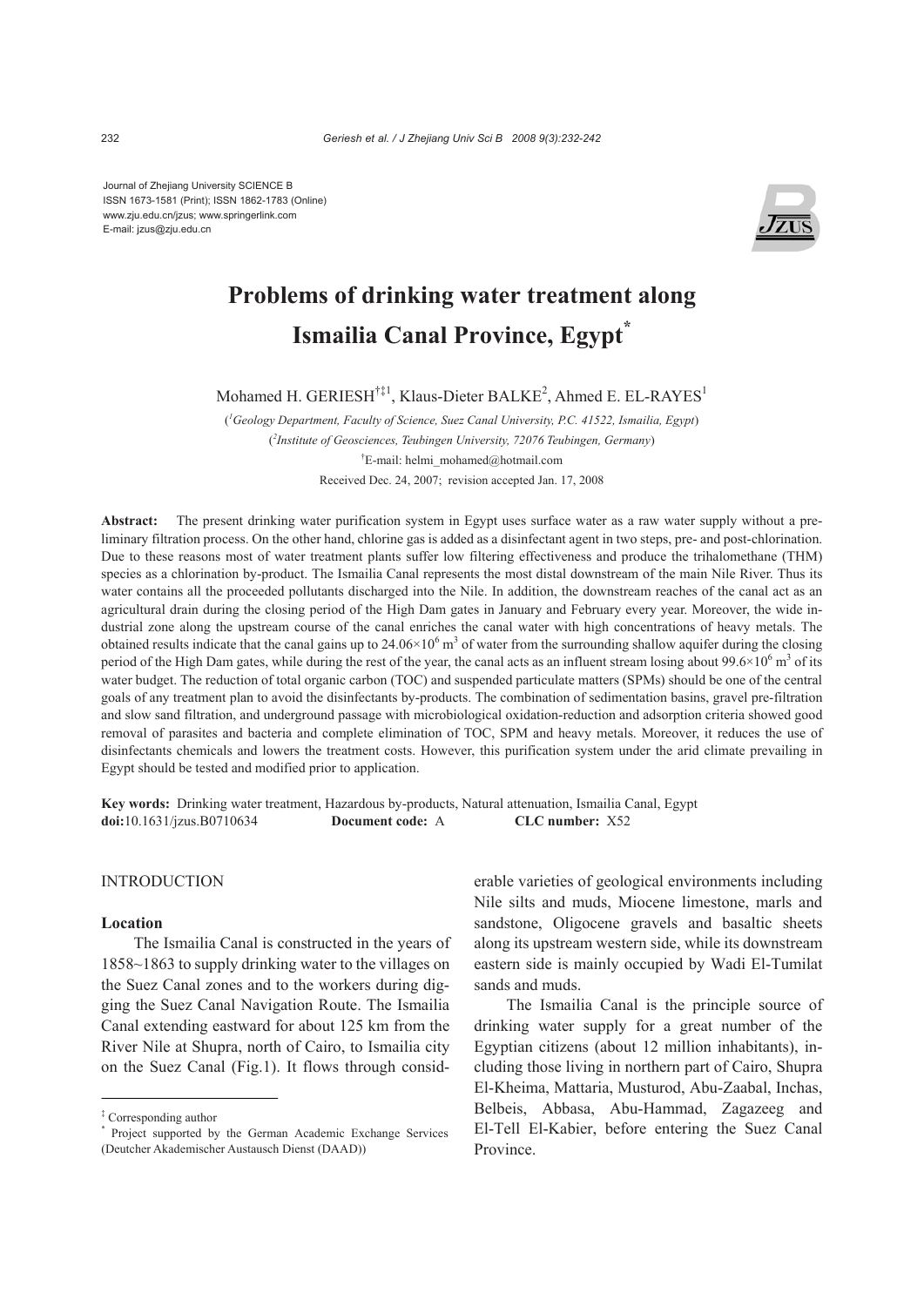Journal of Zhejiang University SCIENCE B
ISSN 1673-1581 (Print); ISSN 1862-1783 (Online)
www.zju.edu.cn/jzus; www.springerlink.com
E-mail: jzus@zju.edu.cn

# Problems of drinking water treatment along Ismailia Canal Province, Egypt*

Mohamed H. GERIESH[†‡1], Klaus-Dieter BALKE[2], Ahmed E. EL-RAYES[1]

([1]*Geology Department, Faculty of Science, Suez Canal University, P.C. 41522, Ismailia, Egypt*)

([2]*Institute of Geosciences, Teubingen University, 72076 Teubingen, Germany*)

[†]E-mail: helmi_mohamed@hotmail.com

Received Dec. 24, 2007; revision accepted Jan. 17, 2008

**Abstract:** The present drinking water purification system in Egypt uses surface water as a raw water supply without a preliminary filtration process. On the other hand, chlorine gas is added as a disinfectant agent in two steps, pre- and post-chlorination. Due to these reasons most of water treatment plants suffer low filtering effectiveness and produce the trihalomethane (THM) species as a chlorination by-product. The Ismailia Canal represents the most distal downstream of the main Nile River. Thus its water contains all the proceeded pollutants discharged into the Nile. In addition, the downstream reaches of the canal act as an agricultural drain during the closing period of the High Dam gates in January and February every year. Moreover, the wide industrial zone along the upstream course of the canal enriches the canal water with high concentrations of heavy metals. The obtained results indicate that the canal gains up to $24.06\times10^6$ m$^3$ of water from the surrounding shallow aquifer during the closing period of the High Dam gates, while during the rest of the year, the canal acts as an influent stream losing about $99.6\times10^6$ m$^3$ of its water budget. The reduction of total organic carbon (TOC) and suspended particulate matters (SPMs) should be one of the central goals of any treatment plan to avoid the disinfectants by-products. The combination of sedimentation basins, gravel pre-filtration and slow sand filtration, and underground passage with microbiological oxidation-reduction and adsorption criteria showed good removal of parasites and bacteria and complete elimination of TOC, SPM and heavy metals. Moreover, it reduces the use of disinfectants chemicals and lowers the treatment costs. However, this purification system under the arid climate prevailing in Egypt should be tested and modified prior to application.

**Key words:** Drinking water treatment, Hazardous by-products, Natural attenuation, Ismailia Canal, Egypt
**doi:**10.1631/jzus.B0710634 **Document code:** A **CLC number:** X52

## INTRODUCTION

### Location

The Ismailia Canal is constructed in the years of 1858~1863 to supply drinking water to the villages on the Suez Canal zones and to the workers during digging the Suez Canal Navigation Route. The Ismailia Canal extending eastward for about 125 km from the River Nile at Shupra, north of Cairo, to Ismailia city on the Suez Canal (Fig.1). It flows through considerable varieties of geological environments including Nile silts and muds, Miocene limestone, marls and sandstone, Oligocene gravels and basaltic sheets along its upstream western side, while its downstream eastern side is mainly occupied by Wadi El-Tumilat sands and muds.

The Ismailia Canal is the principle source of drinking water supply for a great number of the Egyptian citizens (about 12 million inhabitants), including those living in northern part of Cairo, Shupra El-Kheima, Mattaria, Musturod, Abu-Zaabal, Inchas, Belbeis, Abbasa, Abu-Hammad, Zagazeeg and El-Tell El-Kabier, before entering the Suez Canal Province.

[‡] Corresponding author
[*] Project supported by the German Academic Exchange Services (Deutcher Akademischer Austausch Dienst (DAAD))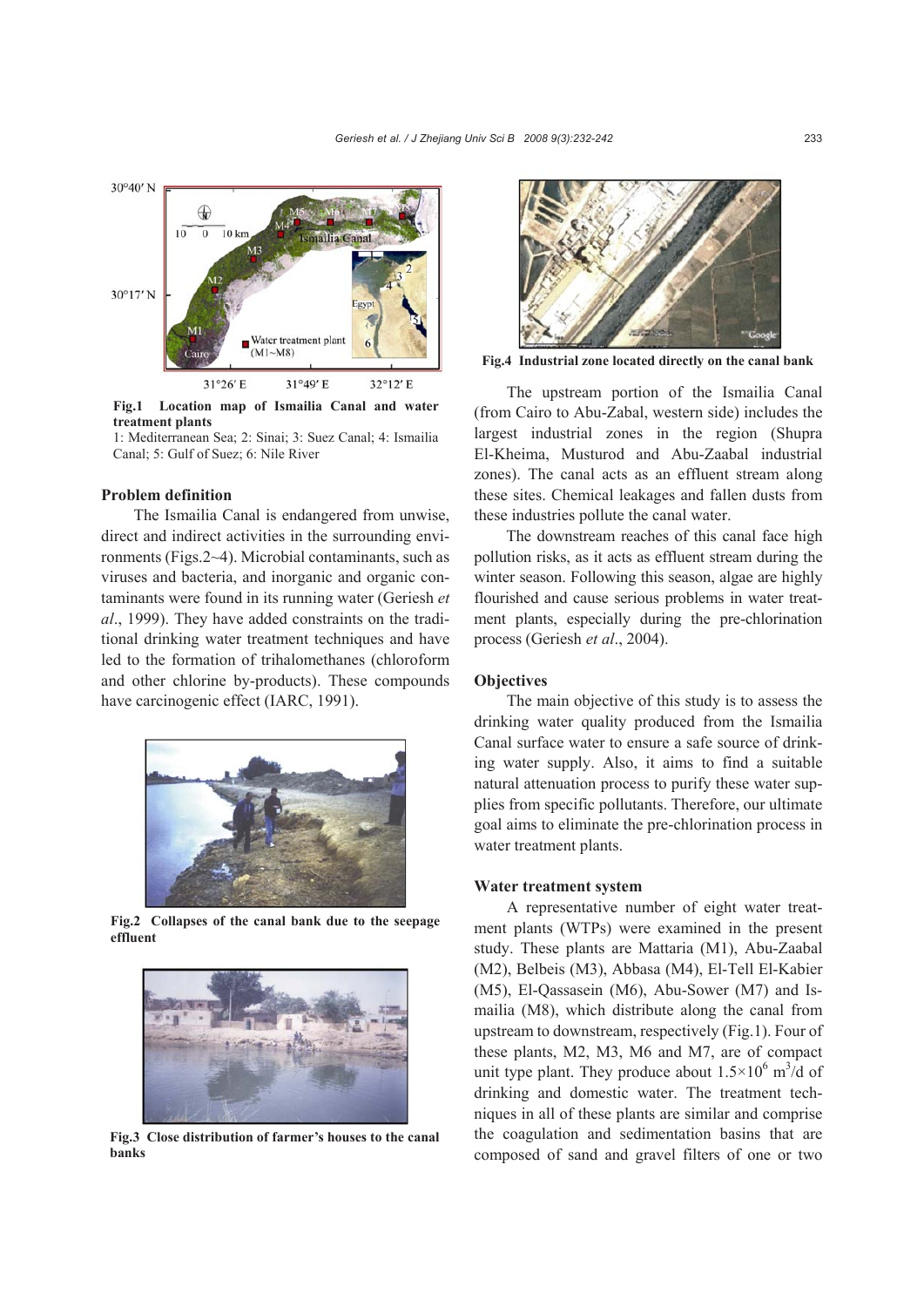Fig.1 Location map of Ismailia Canal and water treatment plants

1: Mediterranean Sea; 2: Sinai; 3: Suez Canal; 4: Ismailia Canal; 5: Gulf of Suez; 6: Nile River

## Problem definition

The Ismailia Canal is endangered from unwise, direct and indirect activities in the surrounding environments (Figs.2~4). Microbial contaminants, such as viruses and bacteria, and inorganic and organic contaminants were found in its running water (Geriesh *et al*., 1999). They have added constraints on the traditional drinking water treatment techniques and have led to the formation of trihalomethanes (chloroform and other chlorine by-products). These compounds have carcinogenic effect (IARC, 1991).

**Fig.2 Collapses of the canal bank due to the seepage effluent**

**Fig.3 Close distribution of farmer's houses to the canal banks**

**Fig.4 Industrial zone located directly on the canal bank**

The upstream portion of the Ismailia Canal (from Cairo to Abu-Zabal, western side) includes the largest industrial zones in the region (Shupra El-Kheima, Musturod and Abu-Zaabal industrial zones). The canal acts as an effluent stream along these sites. Chemical leakages and fallen dusts from these industries pollute the canal water.

The downstream reaches of this canal face high pollution risks, as it acts as effluent stream during the winter season. Following this season, algae are highly flourished and cause serious problems in water treatment plants, especially during the pre-chlorination process (Geriesh *et al*., 2004).

## Objectives

The main objective of this study is to assess the drinking water quality produced from the Ismailia Canal surface water to ensure a safe source of drinking water supply. Also, it aims to find a suitable natural attenuation process to purify these water supplies from specific pollutants. Therefore, our ultimate goal aims to eliminate the pre-chlorination process in water treatment plants.

## Water treatment system

A representative number of eight water treatment plants (WTPs) were examined in the present study. These plants are Mattaria (M1), Abu-Zaabal (M2), Belbeis (M3), Abbasa (M4), El-Tell El-Kabier (M5), El-Qassasein (M6), Abu-Sower (M7) and Ismailia (M8), which distribute along the canal from upstream to downstream, respectively (Fig.1). Four of these plants, M2, M3, M6 and M7, are of compact unit type plant. They produce about $1.5\times10^{6}$ $m^3$/d of drinking and domestic water. The treatment techniques in all of these plants are similar and comprise the coagulation and sedimentation basins that are composed of sand and gravel filters of one or two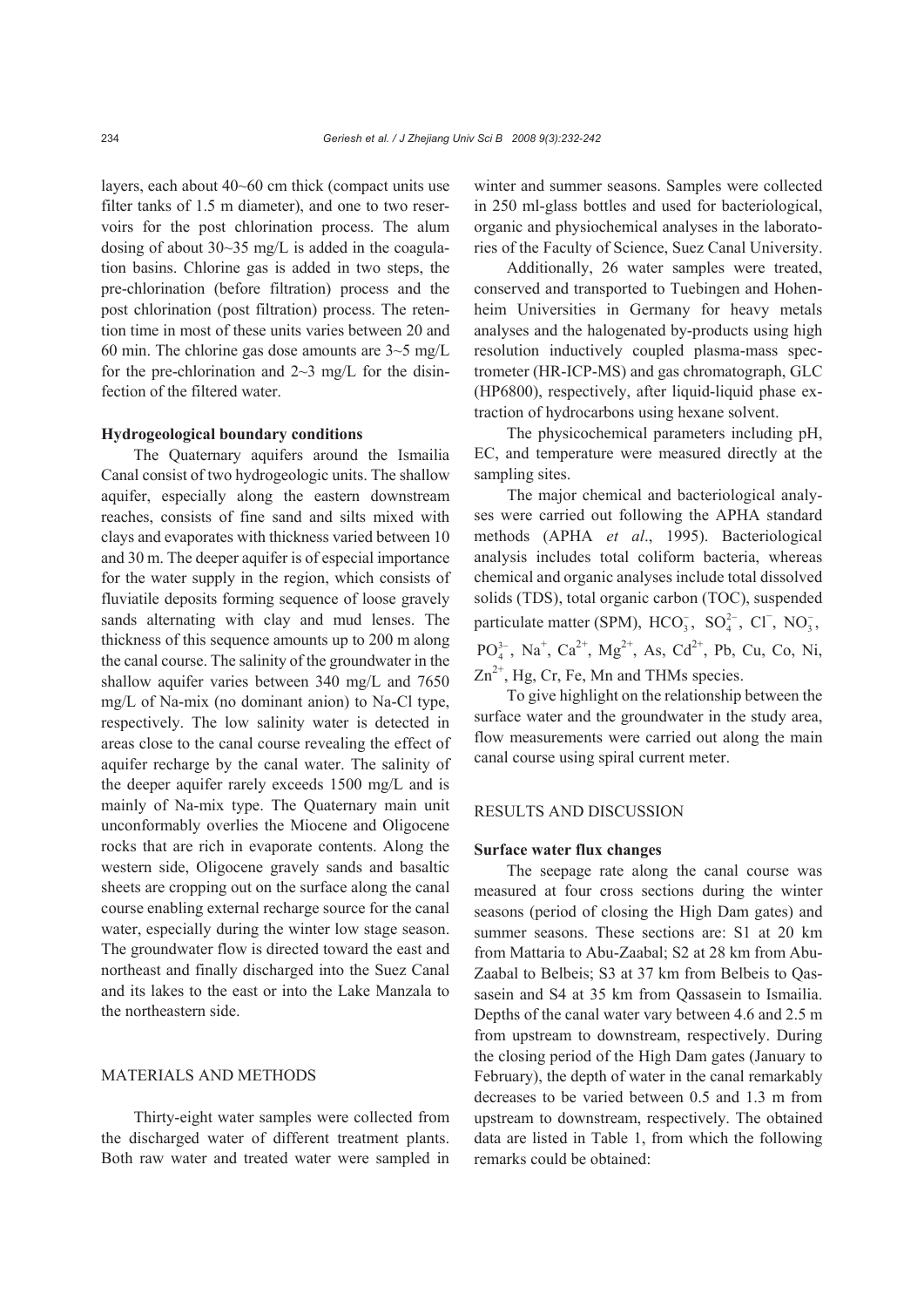layers, each about 40~60 cm thick (compact units use filter tanks of 1.5 m diameter), and one to two reservoirs for the post chlorination process. The alum dosing of about 30~35 mg/L is added in the coagulation basins. Chlorine gas is added in two steps, the pre-chlorination (before filtration) process and the post chlorination (post filtration) process. The retention time in most of these units varies between 20 and 60 min. The chlorine gas dose amounts are 3~5 mg/L for the pre-chlorination and 2~3 mg/L for the disinfection of the filtered water.

### Hydrogeological boundary conditions

The Quaternary aquifers around the Ismailia Canal consist of two hydrogeologic units. The shallow aquifer, especially along the eastern downstream reaches, consists of fine sand and silts mixed with clays and evaporates with thickness varied between 10 and 30 m. The deeper aquifer is of especial importance for the water supply in the region, which consists of fluviatile deposits forming sequence of loose gravely sands alternating with clay and mud lenses. The thickness of this sequence amounts up to 200 m along the canal course. The salinity of the groundwater in the shallow aquifer varies between 340 mg/L and 7650 mg/L of Na-mix (no dominant anion) to Na-Cl type, respectively. The low salinity water is detected in areas close to the canal course revealing the effect of aquifer recharge by the canal water. The salinity of the deeper aquifer rarely exceeds 1500 mg/L and is mainly of Na-mix type. The Quaternary main unit unconformably overlies the Miocene and Oligocene rocks that are rich in evaporate contents. Along the western side, Oligocene gravely sands and basaltic sheets are cropping out on the surface along the canal course enabling external recharge source for the canal water, especially during the winter low stage season. The groundwater flow is directed toward the east and northeast and finally discharged into the Suez Canal and its lakes to the east or into the Lake Manzala to the northeastern side.

## MATERIALS AND METHODS

Thirty-eight water samples were collected from the discharged water of different treatment plants. Both raw water and treated water were sampled in winter and summer seasons. Samples were collected in 250 ml-glass bottles and used for bacteriological, organic and physiochemical analyses in the laboratories of the Faculty of Science, Suez Canal University.

Additionally, 26 water samples were treated, conserved and transported to Tuebingen and Hohenheim Universities in Germany for heavy metals analyses and the halogenated by-products using high resolution inductively coupled plasma-mass spectrometer (HR-ICP-MS) and gas chromatograph, GLC (HP6800), respectively, after liquid-liquid phase extraction of hydrocarbons using hexane solvent.

The physicochemical parameters including pH, EC, and temperature were measured directly at the sampling sites.

The major chemical and bacteriological analyses were carried out following the APHA standard methods (APHA *et al*., 1995). Bacteriological analysis includes total coliform bacteria, whereas chemical and organic analyses include total dissolved solids (TDS), total organic carbon (TOC), suspended particulate matter (SPM), $HCO_3^-$, $SO_4^{2-}$, $Cl^-$, $NO_3^-$, $PO_4^{3-}$, $Na^+$, $Ca^{2+}$, $Mg^{2+}$, As, $Cd^{2+}$, Pb, Cu, Co, Ni, $Zn^{2+}$, Hg, Cr, Fe, Mn and THMs species.

To give highlight on the relationship between the surface water and the groundwater in the study area, flow measurements were carried out along the main canal course using spiral current meter.

## RESULTS AND DISCUSSION

### Surface water flux changes

The seepage rate along the canal course was measured at four cross sections during the winter seasons (period of closing the High Dam gates) and summer seasons. These sections are: S1 at 20 km from Mattaria to Abu-Zaabal; S2 at 28 km from Abu-Zaabal to Belbeis; S3 at 37 km from Belbeis to Qassasein and S4 at 35 km from Qassasein to Ismailia. Depths of the canal water vary between 4.6 and 2.5 m from upstream to downstream, respectively. During the closing period of the High Dam gates (January to February), the depth of water in the canal remarkably decreases to be varied between 0.5 and 1.3 m from upstream to downstream, respectively. The obtained data are listed in Table 1, from which the following remarks could be obtained: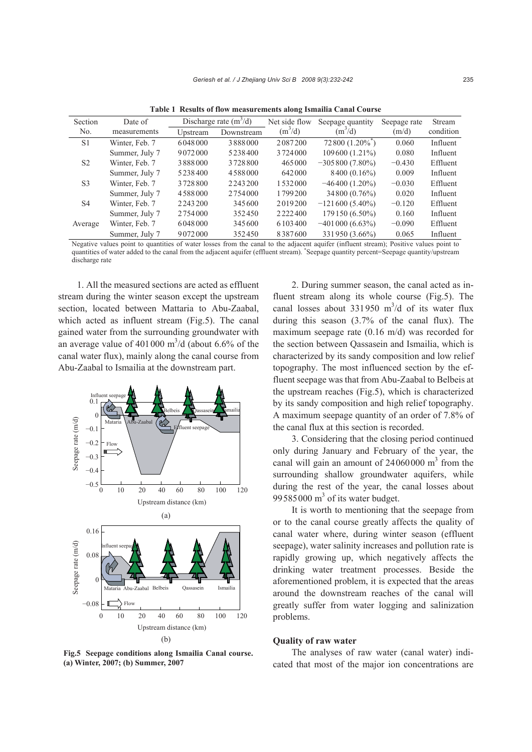**Table 1 Results of flow measurements along Ismailia Canal Course**

| Section No. | Date of measurements | Discharge rate ($m^3$/d) | | Net side flow ($m^3$/d) | Seepage quantity ($m^3$/d) | Seepage rate (m/d) | Stream condition |
|---|---|---|---|---|---|---|---|
| | | Upstream | Downstream | | | | |
| S1 | Winter, Feb. 7 | 6048000 | 3888000 | 2087200 | 72800 (1.20%*) | 0.060 | Influent |
| | Summer, July 7 | 9072000 | 5238400 | 3724000 | 109600 (1.21%) | 0.080 | Influent |
| S2 | Winter, Feb. 7 | 3888000 | 3728800 | 465000 | −305800 (7.80%) | −0.430 | Effluent |
| | Summer, July 7 | 5238400 | 4588000 | 642000 | 8400 (0.16%) | 0.009 | Influent |
| S3 | Winter, Feb. 7 | 3728800 | 2243200 | 1532000 | −46400 (1.20%) | −0.030 | Effluent |
| | Summer, July 7 | 4588000 | 2754000 | 1799200 | 34800 (0.76%) | 0.020 | Influent |
| S4 | Winter, Feb. 7 | 2243200 | 345600 | 2019200 | −121600 (5.40%) | −0.120 | Effluent |
| | Summer, July 7 | 2754000 | 352450 | 2222400 | 179150 (6.50%) | 0.160 | Influent |
| Average | Winter, Feb. 7 | 6048000 | 345600 | 6103400 | −401000 (6.63%) | −0.090 | Effluent |
| | Summer, July 7 | 9072000 | 352450 | 8387600 | 331950 (3.66%) | 0.065 | Influent |

Negative values point to quantities of water losses from the canal to the adjacent aquifer (influent stream); Positive values point to quantities of water added to the canal from the adjacent aquifer (effluent stream). *Seepage quantity percent=Seepage quantity/upstream discharge rate

1. All the measured sections are acted as effluent stream during the winter season except the upstream section, located between Mattaria to Abu-Zaabal, which acted as influent stream (Fig.5). The canal gained water from the surrounding groundwater with an average value of 401000 $m^3$/d (about 6.6% of the canal water flux), mainly along the canal course from Abu-Zaabal to Ismailia at the downstream part.

Fig.5 Seepage conditions along Ismailia Canal course. (a) Winter, 2007; (b) Summer, 2007

2. During summer season, the canal acted as influent stream along its whole course (Fig.5). The canal losses about 331950 $m^3$/d of its water flux during this season (3.7% of the canal flux). The maximum seepage rate (0.16 m/d) was recorded for the section between Qassasein and Ismailia, which is characterized by its sandy composition and low relief topography. The most influenced section by the effluent seepage was that from Abu-Zaabal to Belbeis at the upstream reaches (Fig.5), which is characterized by its sandy composition and high relief topography. A maximum seepage quantity of an order of 7.8% of the canal flux at this section is recorded.

3. Considering that the closing period continued only during January and February of the year, the canal will gain an amount of 24060000 $m^3$ from the surrounding shallow groundwater aquifers, while during the rest of the year, the canal losses about 99585000 $m^3$ of its water budget.

It is worth to mentioning that the seepage from or to the canal course greatly affects the quality of canal water where, during winter season (effluent seepage), water salinity increases and pollution rate is rapidly growing up, which negatively affects the drinking water treatment processes. Beside the aforementioned problem, it is expected that the areas around the downstream reaches of the canal will greatly suffer from water logging and salinization problems.

**Quality of raw water**

The analyses of raw water (canal water) indicated that most of the major ion concentrations are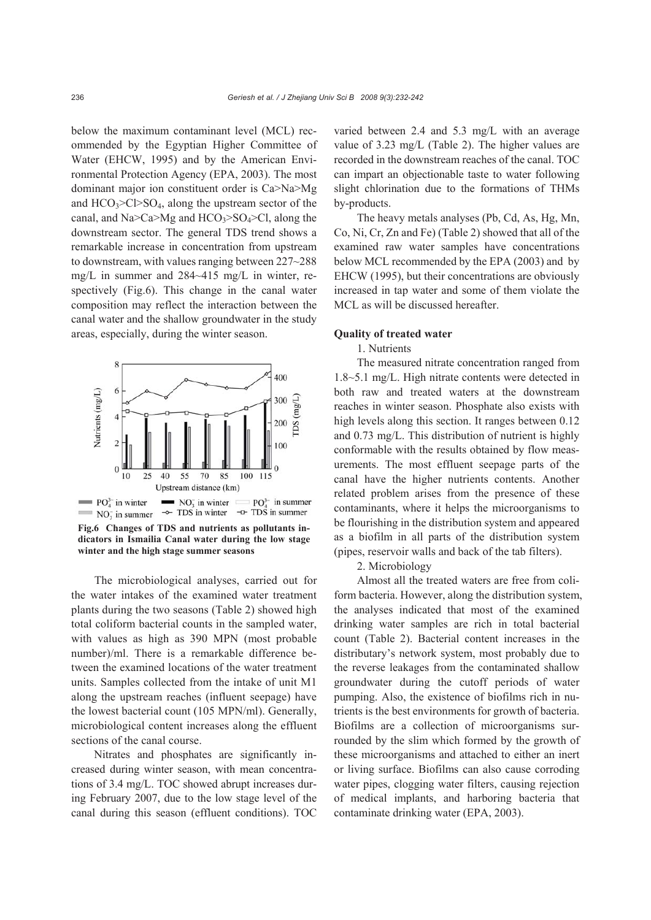below the maximum contaminant level (MCL) recommended by the Egyptian Higher Committee of Water (EHCW, 1995) and by the American Environmental Protection Agency (EPA, 2003). The most dominant major ion constituent order is Ca>Na>Mg and $HCO_3$>Cl>$SO_4$, along the upstream sector of the canal, and Na>Ca>Mg and $HCO_3$>$SO_4$>Cl, along the downstream sector. The general TDS trend shows a remarkable increase in concentration from upstream to downstream, with values ranging between 227~288 mg/L in summer and 284~415 mg/L in winter, respectively (Fig.6). This change in the canal water composition may reflect the interaction between the canal water and the shallow groundwater in the study areas, especially, during the winter season.

**Fig.6 Changes of TDS and nutrients as pollutants indicators in Ismailia Canal water during the low stage winter and the high stage summer seasons**

The microbiological analyses, carried out for the water intakes of the examined water treatment plants during the two seasons (Table 2) showed high total coliform bacterial counts in the sampled water, with values as high as 390 MPN (most probable number)/ml. There is a remarkable difference between the examined locations of the water treatment units. Samples collected from the intake of unit M1 along the upstream reaches (influent seepage) have the lowest bacterial count (105 MPN/ml). Generally, microbiological content increases along the effluent sections of the canal course.

Nitrates and phosphates are significantly increased during winter season, with mean concentrations of 3.4 mg/L. TOC showed abrupt increases during February 2007, due to the low stage level of the canal during this season (effluent conditions). TOC varied between 2.4 and 5.3 mg/L with an average value of 3.23 mg/L (Table 2). The higher values are recorded in the downstream reaches of the canal. TOC can impart an objectionable taste to water following slight chlorination due to the formations of THMs by-products.

The heavy metals analyses (Pb, Cd, As, Hg, Mn, Co, Ni, Cr, Zn and Fe) (Table 2) showed that all of the examined raw water samples have concentrations below MCL recommended by the EPA (2003) and by EHCW (1995), but their concentrations are obviously increased in tap water and some of them violate the MCL as will be discussed hereafter.

**Quality of treated water**

1. Nutrients

The measured nitrate concentration ranged from 1.8~5.1 mg/L. High nitrate contents were detected in both raw and treated waters at the downstream reaches in winter season. Phosphate also exists with high levels along this section. It ranges between 0.12 and 0.73 mg/L. This distribution of nutrient is highly conformable with the results obtained by flow measurements. The most effluent seepage parts of the canal have the higher nutrients contents. Another related problem arises from the presence of these contaminants, where it helps the microorganisms to be flourishing in the distribution system and appeared as a biofilm in all parts of the distribution system (pipes, reservoir walls and back of the tab filters).

2. Microbiology

Almost all the treated waters are free from coliform bacteria. However, along the distribution system, the analyses indicated that most of the examined drinking water samples are rich in total bacterial count (Table 2). Bacterial content increases in the distributary's network system, most probably due to the reverse leakages from the contaminated shallow groundwater during the cutoff periods of water pumping. Also, the existence of biofilms rich in nutrients is the best environments for growth of bacteria. Biofilms are a collection of microorganisms surrounded by the slim which formed by the growth of these microorganisms and attached to either an inert or living surface. Biofilms can also cause corroding water pipes, clogging water filters, causing rejection of medical implants, and harboring bacteria that contaminate drinking water (EPA, 2003).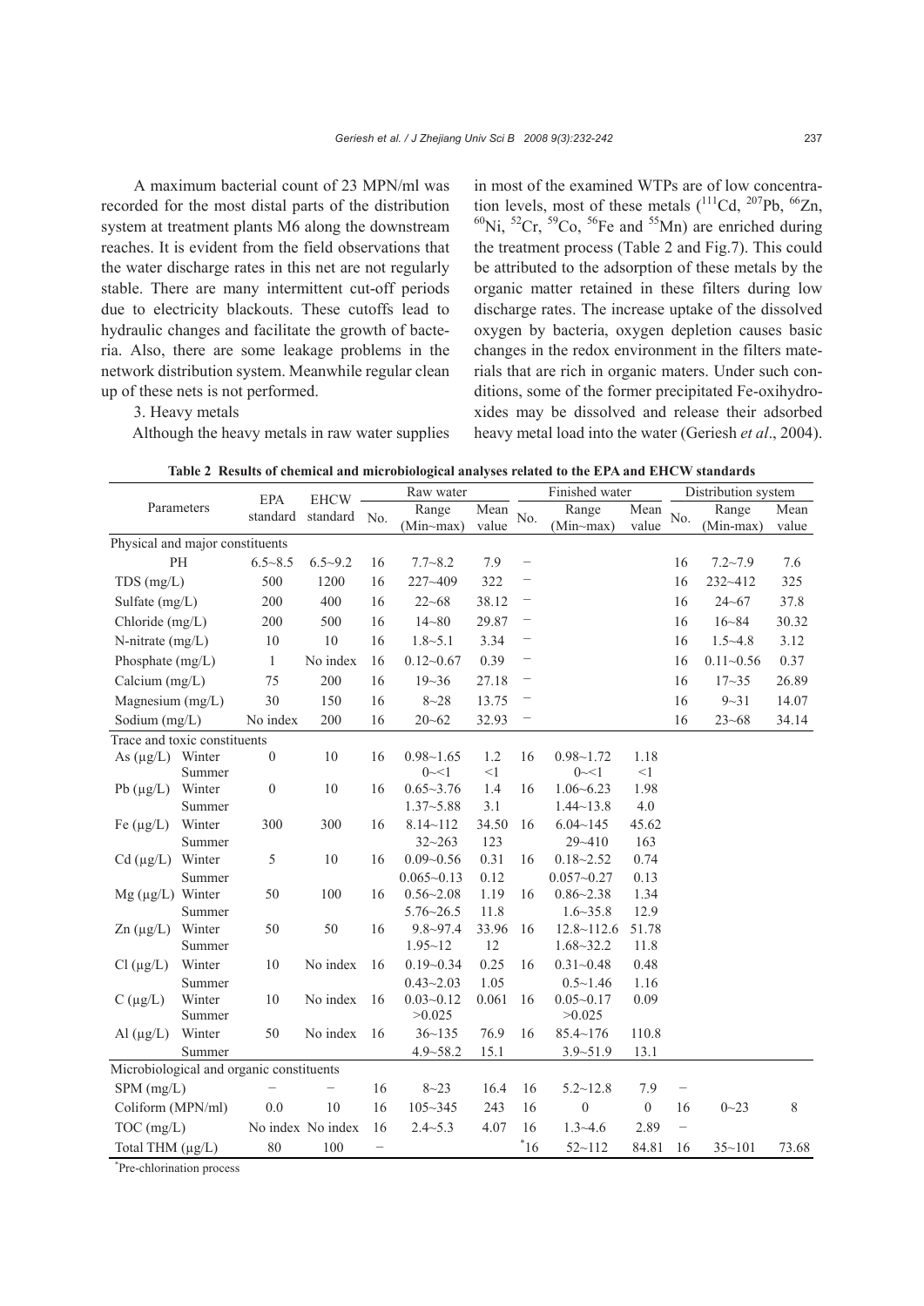A maximum bacterial count of 23 MPN/ml was recorded for the most distal parts of the distribution system at treatment plants M6 along the downstream reaches. It is evident from the field observations that the water discharge rates in this net are not regularly stable. There are many intermittent cut-off periods due to electricity blackouts. These cutoffs lead to hydraulic changes and facilitate the growth of bacteria. Also, there are some leakage problems in the network distribution system. Meanwhile regular clean up of these nets is not performed.

3. Heavy metals

Although the heavy metals in raw water supplies in most of the examined WTPs are of low concentration levels, most of these metals ($^{111}Cd$, $^{207}Pb$, $^{66}Zn$, $^{60}Ni$, $^{52}Cr$, $^{59}Co$, $^{56}Fe$ and $^{55}Mn$) are enriched during the treatment process (Table 2 and Fig.7). This could be attributed to the adsorption of these metals by the organic matter retained in these filters during low discharge rates. The increase uptake of the dissolved oxygen by bacteria, oxygen depletion causes basic changes in the redox environment in the filters materials that are rich in organic maters. Under such conditions, some of the former precipitated Fe-oxihydroxides may be dissolved and release their adsorbed heavy metal load into the water (Geriesh *et al*., 2004).

**Table 2 Results of chemical and microbiological analyses related to the EPA and EHCW standards**

| Parameters | | EPA standard | EHCW standard | Raw water No. | Raw water Range (Min~max) | Raw water Mean value | Finished water No. | Finished water Range (Min~max) | Finished water Mean value | Distribution system No. | Distribution system Range (Min-max) | Distribution system Mean value |
|---|---|---|---|---|---|---|---|---|---|---|---|---|
| **Physical and major constituents** | | | | | | | | | | | | |
| PH | | 6.5~8.5 | 6.5~9.2 | 16 | 7.7~8.2 | 7.9 | – | | | 16 | 7.2~7.9 | 7.6 |
| TDS (mg/L) | | 500 | 1200 | 16 | 227~409 | 322 | – | | | 16 | 232~412 | 325 |
| Sulfate (mg/L) | | 200 | 400 | 16 | 22~68 | 38.12 | – | | | 16 | 24~67 | 37.8 |
| Chloride (mg/L) | | 200 | 500 | 16 | 14~80 | 29.87 | – | | | 16 | 16~84 | 30.32 |
| N-nitrate (mg/L) | | 10 | 10 | 16 | 1.8~5.1 | 3.34 | – | | | 16 | 1.5~4.8 | 3.12 |
| Phosphate (mg/L) | | 1 | No index | 16 | 0.12~0.67 | 0.39 | – | | | 16 | 0.11~0.56 | 0.37 |
| Calcium (mg/L) | | 75 | 200 | 16 | 19~36 | 27.18 | – | | | 16 | 17~35 | 26.89 |
| Magnesium (mg/L) | | 30 | 150 | 16 | 8~28 | 13.75 | – | | | 16 | 9~31 | 14.07 |
| Sodium (mg/L) | | No index | 200 | 16 | 20~62 | 32.93 | – | | | 16 | 23~68 | 34.14 |
| **Trace and toxic constituents** | | | | | | | | | | | | |
| As (μg/L) | Winter | 0 | 10 | 16 | 0.98~1.65 | 1.2 | 16 | 0.98~1.72 | 1.18 | | | |
| | Summer | | | | 0~<1 | <1 | | 0~<1 | <1 | | | |
| Pb (μg/L) | Winter | 0 | 10 | 16 | 0.65~3.76 | 1.4 | 16 | 1.06~6.23 | 1.98 | | | |
| | Summer | | | | 1.37~5.88 | 3.1 | | 1.44~13.8 | 4.0 | | | |
| Fe (μg/L) | Winter | 300 | 300 | 16 | 8.14~112 | 34.50 | 16 | 6.04~145 | 45.62 | | | |
| | Summer | | | | 32~263 | 123 | | 29~410 | 163 | | | |
| Cd (μg/L) | Winter | 5 | 10 | 16 | 0.09~0.56 | 0.31 | 16 | 0.18~2.52 | 0.74 | | | |
| | Summer | | | | 0.065~0.13 | 0.12 | | 0.057~0.27 | 0.13 | | | |
| Mg (μg/L) | Winter | 50 | 100 | 16 | 0.56~2.08 | 1.19 | 16 | 0.86~2.38 | 1.34 | | | |
| | Summer | | | | 5.76~26.5 | 11.8 | | 1.6~35.8 | 12.9 | | | |
| Zn (μg/L) | Winter | 50 | 50 | 16 | 9.8~97.4 | 33.96 | 16 | 12.8~112.6 | 51.78 | | | |
| | Summer | | | | 1.95~12 | 12 | | 1.68~32.2 | 11.8 | | | |
| Cl (μg/L) | Winter | 10 | No index | 16 | 0.19~0.34 | 0.25 | 16 | 0.31~0.48 | 0.48 | | | |
| | Summer | | | | 0.43~2.03 | 1.05 | | 0.5~1.46 | 1.16 | | | |
| C (μg/L) | Winter | 10 | No index | 16 | 0.03~0.12 | 0.061 | 16 | 0.05~0.17 | 0.09 | | | |
| | Summer | | | | >0.025 | | | >0.025 | | | | |
| Al (μg/L) | Winter | 50 | No index | 16 | 36~135 | 76.9 | 16 | 85.4~176 | 110.8 | | | |
| | Summer | | | | 4.9~58.2 | 15.1 | | 3.9~51.9 | 13.1 | | | |
| **Microbiological and organic constituents** | | | | | | | | | | | | |
| SPM (mg/L) | | – | – | 16 | 8~23 | 16.4 | 16 | 5.2~12.8 | 7.9 | – | | |
| Coliform (MPN/ml) | | 0.0 | 10 | 16 | 105~345 | 243 | 16 | 0 | 0 | 16 | 0~23 | 8 |
| TOC (mg/L) | | No index | No index | 16 | 2.4~5.3 | 4.07 | 16 | 1.3~4.6 | 2.89 | – | | |
| Total THM (μg/L) | | 80 | 100 | – | | | *16 | 52~112 | 84.81 | 16 | 35~101 | 73.68 |

*Pre-chlorination process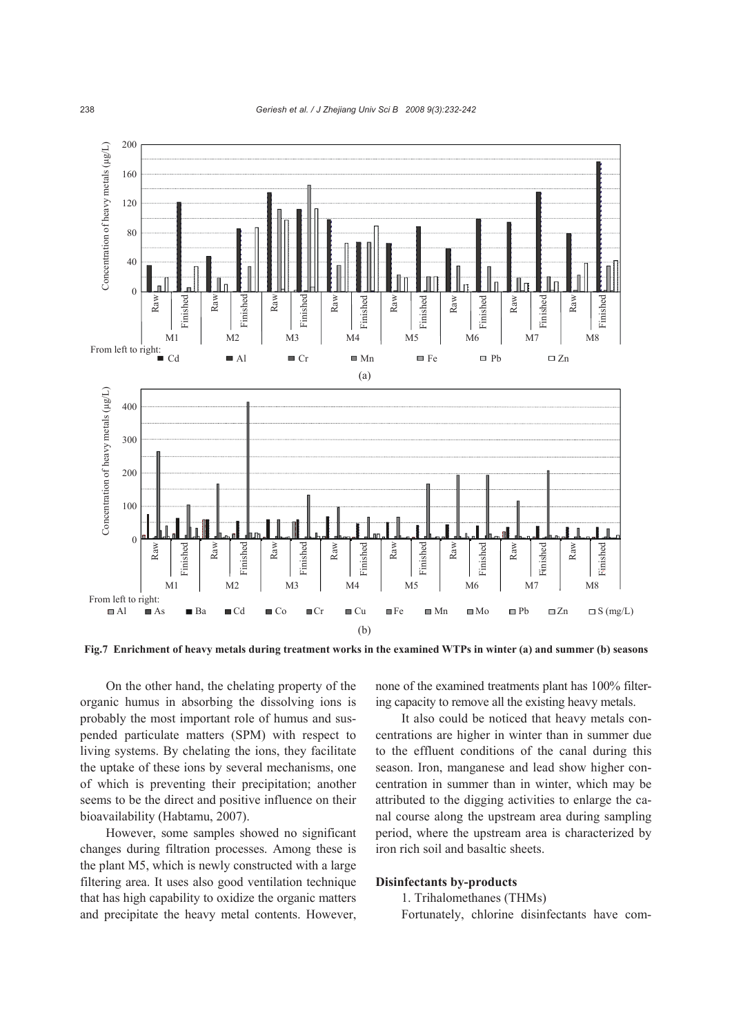Fig.7 Enrichment of heavy metals during treatment works in the examined WTPs in winter (a) and summer (b) seasons

On the other hand, the chelating property of the organic humus in absorbing the dissolving ions is probably the most important role of humus and suspended particulate matters (SPM) with respect to living systems. By chelating the ions, they facilitate the uptake of these ions by several mechanisms, one of which is preventing their precipitation; another seems to be the direct and positive influence on their bioavailability (Habtamu, 2007).

However, some samples showed no significant changes during filtration processes. Among these is the plant M5, which is newly constructed with a large filtering area. It uses also good ventilation technique that has high capability to oxidize the organic matters and precipitate the heavy metal contents. However, none of the examined treatments plant has 100% filtering capacity to remove all the existing heavy metals.

It also could be noticed that heavy metals concentrations are higher in winter than in summer due to the effluent conditions of the canal during this season. Iron, manganese and lead show higher concentration in summer than in winter, which may be attributed to the digging activities to enlarge the canal course along the upstream area during sampling period, where the upstream area is characterized by iron rich soil and basaltic sheets.

**Disinfectants by-products**

1. Trihalomethanes (THMs)

Fortunately, chlorine disinfectants have com-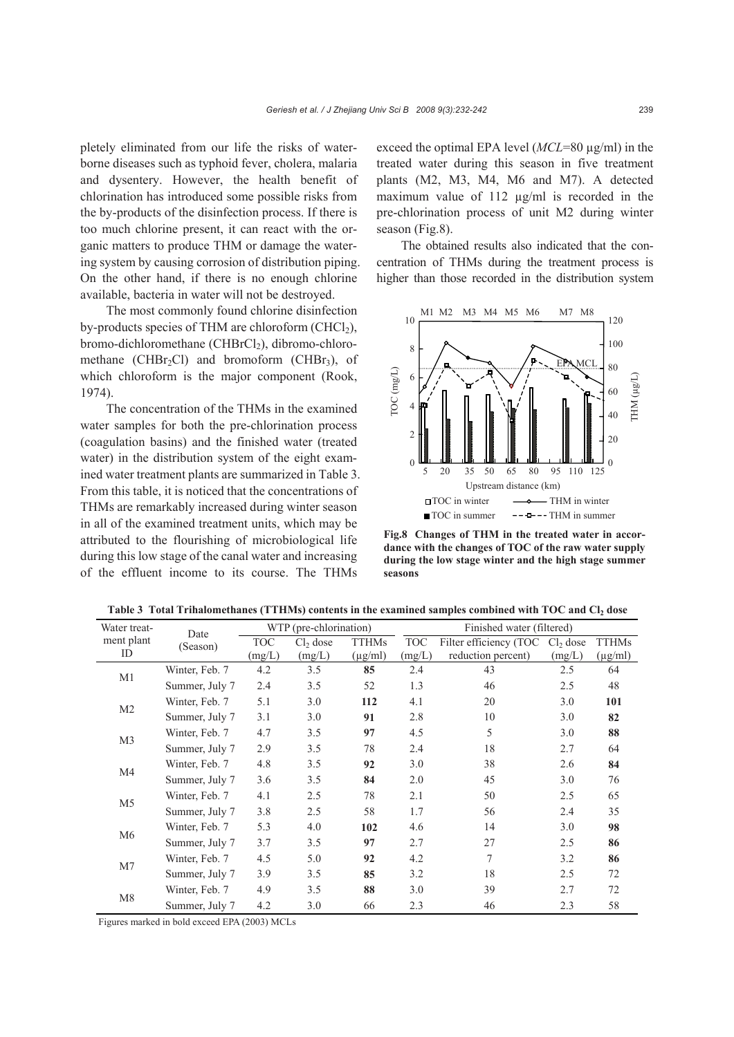pletely eliminated from our life the risks of waterborne diseases such as typhoid fever, cholera, malaria and dysentery. However, the health benefit of chlorination has introduced some possible risks from the by-products of the disinfection process. If there is too much chlorine present, it can react with the organic matters to produce THM or damage the watering system by causing corrosion of distribution piping. On the other hand, if there is no enough chlorine available, bacteria in water will not be destroyed.

The most commonly found chlorine disinfection by-products species of THM are chloroform ($CHCl_3$), bromo-dichloromethane ($CHBrCl_2$), dibromo-chloromethane ($CHBr_2Cl$) and bromoform ($CHBr_3$), of which chloroform is the major component (Rook, 1974).

The concentration of the THMs in the examined water samples for both the pre-chlorination process (coagulation basins) and the finished water (treated water) in the distribution system of the eight examined water treatment plants are summarized in Table 3. From this table, it is noticed that the concentrations of THMs are remarkably increased during winter season in all of the examined treatment units, which may be attributed to the flourishing of microbiological life during this low stage of the canal water and increasing of the effluent income to its course. The THMs exceed the optimal EPA level (*MCL*=80 μg/ml) in the treated water during this season in five treatment plants (M2, M3, M4, M6 and M7). A detected maximum value of 112 μg/ml is recorded in the pre-chlorination process of unit M2 during winter season (Fig.8).

The obtained results also indicated that the concentration of THMs during the treatment process is higher than those recorded in the distribution system

**Fig.8 Changes of THM in the treated water in accordance with the changes of TOC of the raw water supply during the low stage winter and the high stage summer seasons**

**Table 3 Total Trihalomethanes (TTHMs) contents in the examined samples combined with TOC and $Cl_2$ dose**

| Water treatment plant ID | Date (Season) | WTP (pre-chlorination) | | | Finished water (filtered) | | | |
|---|---|---|---|---|---|---|---|---|
| | | TOC (mg/L) | $Cl_2$ dose (mg/L) | TTHMs (μg/ml) | TOC (mg/L) | Filter efficiency (TOC reduction percent) | $Cl_2$ dose (mg/L) | TTHMs (μg/ml) |
| M1 | Winter, Feb. 7 | 4.2 | 3.5 | **85** | 2.4 | 43 | 2.5 | 64 |
| | Summer, July 7 | 2.4 | 3.5 | 52 | 1.3 | 46 | 2.5 | 48 |
| M2 | Winter, Feb. 7 | 5.1 | 3.0 | **112** | 4.1 | 20 | 3.0 | **101** |
| | Summer, July 7 | 3.1 | 3.0 | **91** | 2.8 | 10 | 3.0 | **82** |
| M3 | Winter, Feb. 7 | 4.7 | 3.5 | **97** | 4.5 | 5 | 3.0 | **88** |
| | Summer, July 7 | 2.9 | 3.5 | 78 | 2.4 | 18 | 2.7 | 64 |
| M4 | Winter, Feb. 7 | 4.8 | 3.5 | **92** | 3.0 | 38 | 2.6 | **84** |
| | Summer, July 7 | 3.6 | 3.5 | **84** | 2.0 | 45 | 3.0 | 76 |
| M5 | Winter, Feb. 7 | 4.1 | 2.5 | 78 | 2.1 | 50 | 2.5 | 65 |
| | Summer, July 7 | 3.8 | 2.5 | 58 | 1.7 | 56 | 2.4 | 35 |
| M6 | Winter, Feb. 7 | 5.3 | 4.0 | **102** | 4.6 | 14 | 3.0 | **98** |
| | Summer, July 7 | 3.7 | 3.5 | **97** | 2.7 | 27 | 2.5 | **86** |
| M7 | Winter, Feb. 7 | 4.5 | 5.0 | **92** | 4.2 | 7 | 3.2 | **86** |
| | Summer, July 7 | 3.9 | 3.5 | **85** | 3.2 | 18 | 2.5 | 72 |
| M8 | Winter, Feb. 7 | 4.9 | 3.5 | **88** | 3.0 | 39 | 2.7 | 72 |
| | Summer, July 7 | 4.2 | 3.0 | 66 | 2.3 | 46 | 2.3 | 58 |

Figures marked in bold exceed EPA (2003) MCLs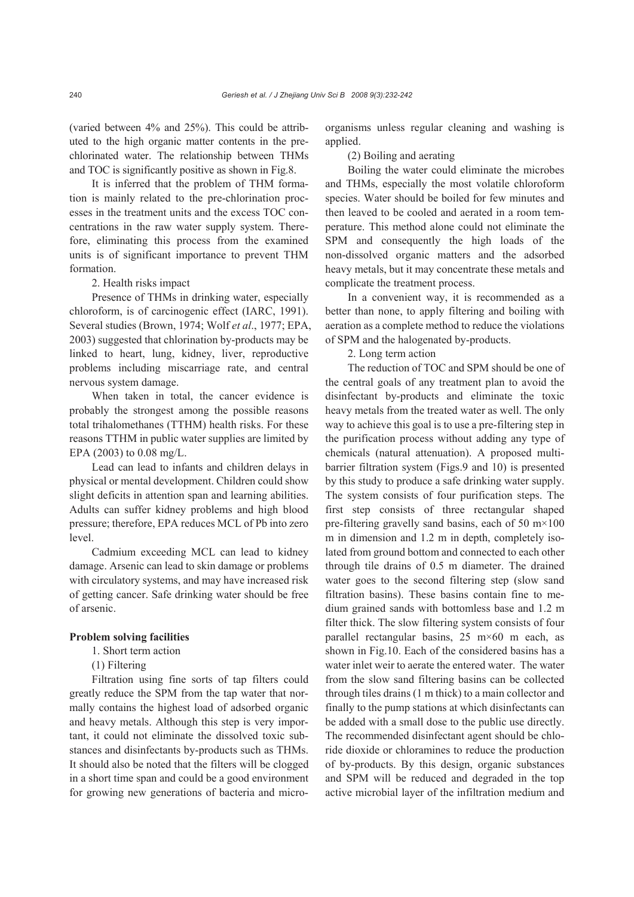(varied between 4% and 25%). This could be attributed to the high organic matter contents in the pre-chlorinated water. The relationship between THMs and TOC is significantly positive as shown in Fig.8.

It is inferred that the problem of THM formation is mainly related to the pre-chlorination processes in the treatment units and the excess TOC concentrations in the raw water supply system. Therefore, eliminating this process from the examined units is of significant importance to prevent THM formation.

2. Health risks impact

Presence of THMs in drinking water, especially chloroform, is of carcinogenic effect (IARC, 1991). Several studies (Brown, 1974; Wolf *et al*., 1977; EPA, 2003) suggested that chlorination by-products may be linked to heart, lung, kidney, liver, reproductive problems including miscarriage rate, and central nervous system damage.

When taken in total, the cancer evidence is probably the strongest among the possible reasons total trihalomethanes (TTHM) health risks. For these reasons TTHM in public water supplies are limited by EPA (2003) to 0.08 mg/L.

Lead can lead to infants and children delays in physical or mental development. Children could show slight deficits in attention span and learning abilities. Adults can suffer kidney problems and high blood pressure; therefore, EPA reduces MCL of Pb into zero level.

Cadmium exceeding MCL can lead to kidney damage. Arsenic can lead to skin damage or problems with circulatory systems, and may have increased risk of getting cancer. Safe drinking water should be free of arsenic.

**Problem solving facilities**

1. Short term action

(1) Filtering

Filtration using fine sorts of tap filters could greatly reduce the SPM from the tap water that normally contains the highest load of adsorbed organic and heavy metals. Although this step is very important, it could not eliminate the dissolved toxic substances and disinfectants by-products such as THMs. It should also be noted that the filters will be clogged in a short time span and could be a good environment for growing new generations of bacteria and micro-organisms unless regular cleaning and washing is applied.

(2) Boiling and aerating

Boiling the water could eliminate the microbes and THMs, especially the most volatile chloroform species. Water should be boiled for few minutes and then leaved to be cooled and aerated in a room temperature. This method alone could not eliminate the SPM and consequently the high loads of the non-dissolved organic matters and the adsorbed heavy metals, but it may concentrate these metals and complicate the treatment process.

In a convenient way, it is recommended as a better than none, to apply filtering and boiling with aeration as a complete method to reduce the violations of SPM and the halogenated by-products.

2. Long term action

The reduction of TOC and SPM should be one of the central goals of any treatment plan to avoid the disinfectant by-products and eliminate the toxic heavy metals from the treated water as well. The only way to achieve this goal is to use a pre-filtering step in the purification process without adding any type of chemicals (natural attenuation). A proposed multi-barrier filtration system (Figs.9 and 10) is presented by this study to produce a safe drinking water supply. The system consists of four purification steps. The first step consists of three rectangular shaped pre-filtering gravelly sand basins, each of 50 m×100 m in dimension and 1.2 m in depth, completely isolated from ground bottom and connected to each other through tile drains of 0.5 m diameter. The drained water goes to the second filtering step (slow sand filtration basins). These basins contain fine to medium grained sands with bottomless base and 1.2 m filter thick. The slow filtering system consists of four parallel rectangular basins, 25 m×60 m each, as shown in Fig.10. Each of the considered basins has a water inlet weir to aerate the entered water. The water from the slow sand filtering basins can be collected through tiles drains (1 m thick) to a main collector and finally to the pump stations at which disinfectants can be added with a small dose to the public use directly. The recommended disinfectant agent should be chloride dioxide or chloramines to reduce the production of by-products. By this design, organic substances and SPM will be reduced and degraded in the top active microbial layer of the infiltration medium and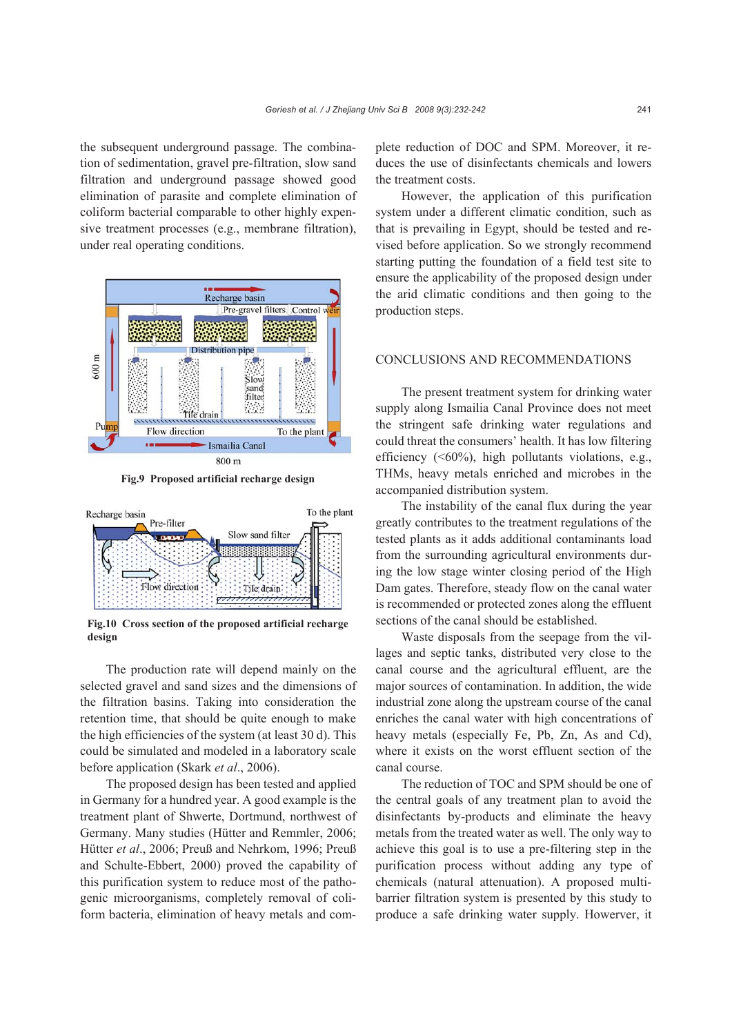the subsequent underground passage. The combination of sedimentation, gravel pre-filtration, slow sand filtration and underground passage showed good elimination of parasite and complete elimination of coliform bacterial comparable to other highly expensive treatment processes (e.g., membrane filtration), under real operating conditions.

Recharge basin

Pre-gravel filters

Control weir

Distribution pipe

600 m

Slow sand filter

Tile drain

Pump

Flow direction

To the plant

Ismailia Canal

800 m

**Fig.9 Proposed artificial recharge design**

Recharge basin

Pre-filter

To the plant

Slow sand filter

Flow direction

Tile drain

**Fig.10 Cross section of the proposed artificial recharge design**

The production rate will depend mainly on the selected gravel and sand sizes and the dimensions of the filtration basins. Taking into consideration the retention time, that should be quite enough to make the high efficiencies of the system (at least 30 d). This could be simulated and modeled in a laboratory scale before application (Skark *et al*., 2006).

The proposed design has been tested and applied in Germany for a hundred year. A good example is the treatment plant of Shwerte, Dortmund, northwest of Germany. Many studies (Hütter and Remmler, 2006; Hütter *et al*., 2006; Preuß and Nehrkom, 1996; Preuß and Schulte-Ebbert, 2000) proved the capability of this purification system to reduce most of the pathogenic microorganisms, completely removal of coliform bacteria, elimination of heavy metals and complete reduction of DOC and SPM. Moreover, it reduces the use of disinfectants chemicals and lowers the treatment costs.

However, the application of this purification system under a different climatic condition, such as that is prevailing in Egypt, should be tested and revised before application. So we strongly recommend starting putting the foundation of a field test site to ensure the applicability of the proposed design under the arid climatic conditions and then going to the production steps.

## CONCLUSIONS AND RECOMMENDATIONS

The present treatment system for drinking water supply along Ismailia Canal Province does not meet the stringent safe drinking water regulations and could threat the consumers' health. It has low filtering efficiency (<60%), high pollutants violations, e.g., THMs, heavy metals enriched and microbes in the accompanied distribution system.

The instability of the canal flux during the year greatly contributes to the treatment regulations of the tested plants as it adds additional contaminants load from the surrounding agricultural environments during the low stage winter closing period of the High Dam gates. Therefore, steady flow on the canal water is recommended or protected zones along the effluent sections of the canal should be established.

Waste disposals from the seepage from the villages and septic tanks, distributed very close to the canal course and the agricultural effluent, are the major sources of contamination. In addition, the wide industrial zone along the upstream course of the canal enriches the canal water with high concentrations of heavy metals (especially Fe, Pb, Zn, As and Cd), where it exists on the worst effluent section of the canal course.

The reduction of TOC and SPM should be one of the central goals of any treatment plan to avoid the disinfectants by-products and eliminate the heavy metals from the treated water as well. The only way to achieve this goal is to use a pre-filtering step in the purification process without adding any type of chemicals (natural attenuation). A proposed multi-barrier filtration system is presented by this study to produce a safe drinking water supply. Hoverver, it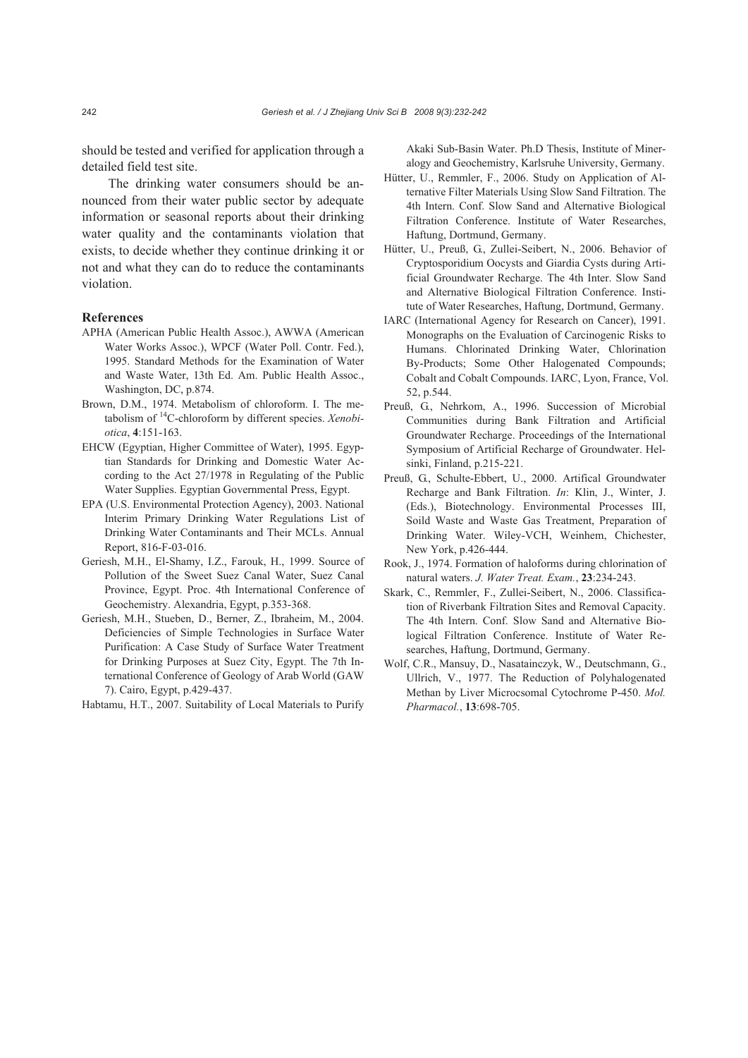should be tested and verified for application through a detailed field test site.

The drinking water consumers should be announced from their water public sector by adequate information or seasonal reports about their drinking water quality and the contaminants violation that exists, to decide whether they continue drinking it or not and what they can do to reduce the contaminants violation.

## References

APHA (American Public Health Assoc.), AWWA (American Water Works Assoc.), WPCF (Water Poll. Contr. Fed.), 1995. Standard Methods for the Examination of Water and Waste Water, 13th Ed. Am. Public Health Assoc., Washington, DC, p.874.

Brown, D.M., 1974. Metabolism of chloroform. I. The metabolism of $^{14}$C-chloroform by different species. *Xenobiotica*, **4**:151-163.

EHCW (Egyptian, Higher Committee of Water), 1995. Egyptian Standards for Drinking and Domestic Water According to the Act 27/1978 in Regulating of the Public Water Supplies. Egyptian Governmental Press, Egypt.

EPA (U.S. Environmental Protection Agency), 2003. National Interim Primary Drinking Water Regulations List of Drinking Water Contaminants and Their MCLs. Annual Report, 816-F-03-016.

Geriesh, M.H., El-Shamy, I.Z., Farouk, H., 1999. Source of Pollution of the Sweet Suez Canal Water, Suez Canal Province, Egypt. Proc. 4th International Conference of Geochemistry. Alexandria, Egypt, p.353-368.

Geriesh, M.H., Stueben, D., Berner, Z., Ibraheim, M., 2004. Deficiencies of Simple Technologies in Surface Water Purification: A Case Study of Surface Water Treatment for Drinking Purposes at Suez City, Egypt. The 7th International Conference of Geology of Arab World (GAW 7). Cairo, Egypt, p.429-437.

Habtamu, H.T., 2007. Suitability of Local Materials to Purify Akaki Sub-Basin Water. Ph.D Thesis, Institute of Mineralogy and Geochemistry, Karlsruhe University, Germany.

Hütter, U., Remmler, F., 2006. Study on Application of Alternative Filter Materials Using Slow Sand Filtration. The 4th Intern. Conf. Slow Sand and Alternative Biological Filtration Conference. Institute of Water Researches, Haftung, Dortmund, Germany.

Hütter, U., Preuß, G., Zullei-Seibert, N., 2006. Behavior of Cryptosporidium Oocysts and Giardia Cysts during Artificial Groundwater Recharge. The 4th Inter. Slow Sand and Alternative Biological Filtration Conference. Institute of Water Researches, Haftung, Dortmund, Germany.

IARC (International Agency for Research on Cancer), 1991. Monographs on the Evaluation of Carcinogenic Risks to Humans. Chlorinated Drinking Water, Chlorination By-Products; Some Other Halogenated Compounds; Cobalt and Cobalt Compounds. IARC, Lyon, France, Vol. 52, p.544.

Preuß, G., Nehrkom, A., 1996. Succession of Microbial Communities during Bank Filtration and Artificial Groundwater Recharge. Proceedings of the International Symposium of Artificial Recharge of Groundwater. Helsinki, Finland, p.215-221.

Preuß, G., Schulte-Ebbert, U., 2000. Artifical Groundwater Recharge and Bank Filtration. *In*: Klin, J., Winter, J. (Eds.), Biotechnology. Environmental Processes III, Soild Waste and Waste Gas Treatment, Preparation of Drinking Water. Wiley-VCH, Weinhem, Chichester, New York, p.426-444.

Rook, J., 1974. Formation of haloforms during chlorination of natural waters. *J. Water Treat. Exam.*, **23**:234-243.

Skark, C., Remmler, F., Zullei-Seibert, N., 2006. Classification of Riverbank Filtration Sites and Removal Capacity. The 4th Intern. Conf. Slow Sand and Alternative Biological Filtration Conference. Institute of Water Researches, Haftung, Dortmund, Germany.

Wolf, C.R., Mansuy, D., Nasatainczyk, W., Deutschmann, G., Ullrich, V., 1977. The Reduction of Polyhalogenated Methan by Liver Microcsomal Cytochrome P-450. *Mol. Pharmacol.*, **13**:698-705.